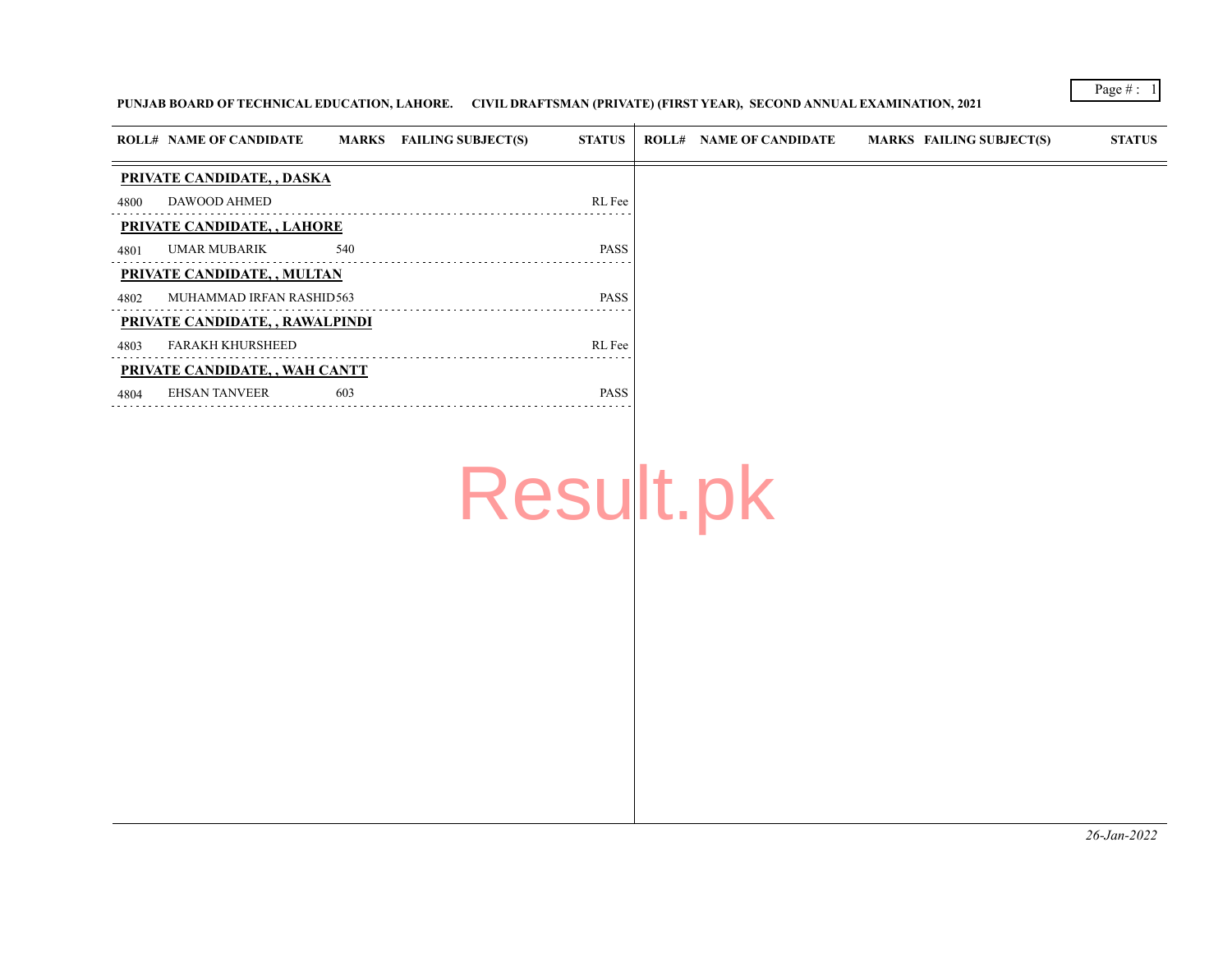**PUNJAB BOARD OF TECHNICAL EDUCATION, LAHORE. CIVIL DRAFTSMAN (PRIVATE) (FIRST YEAR), SECOND ANNUAL EXAMINATION, 2021**

| ROLL# | NAME OF CANDIDATE | MARKS | FAILING SUBJECT(S) | STATUS |
|---|---|---|---|---|
| **PRIVATE CANDIDATE, , DASKA** | | | | |
| 4800 | DAWOOD AHMED | | | RL Fee |
| **PRIVATE CANDIDATE, , LAHORE** | | | | |
| 4801 | UMAR MUBARIK | 540 | | PASS |
| **PRIVATE CANDIDATE, , MULTAN** | | | | |
| 4802 | MUHAMMAD IRFAN RASHID | 563 | | PASS |
| **PRIVATE CANDIDATE, , RAWALPINDI** | | | | |
| 4803 | FARAKH KHURSHEED | | | RL Fee |
| **PRIVATE CANDIDATE, , WAH CANTT** | | | | |
| 4804 | EHSAN TANVEER | 603 | | PASS |

*26-Jan-2022*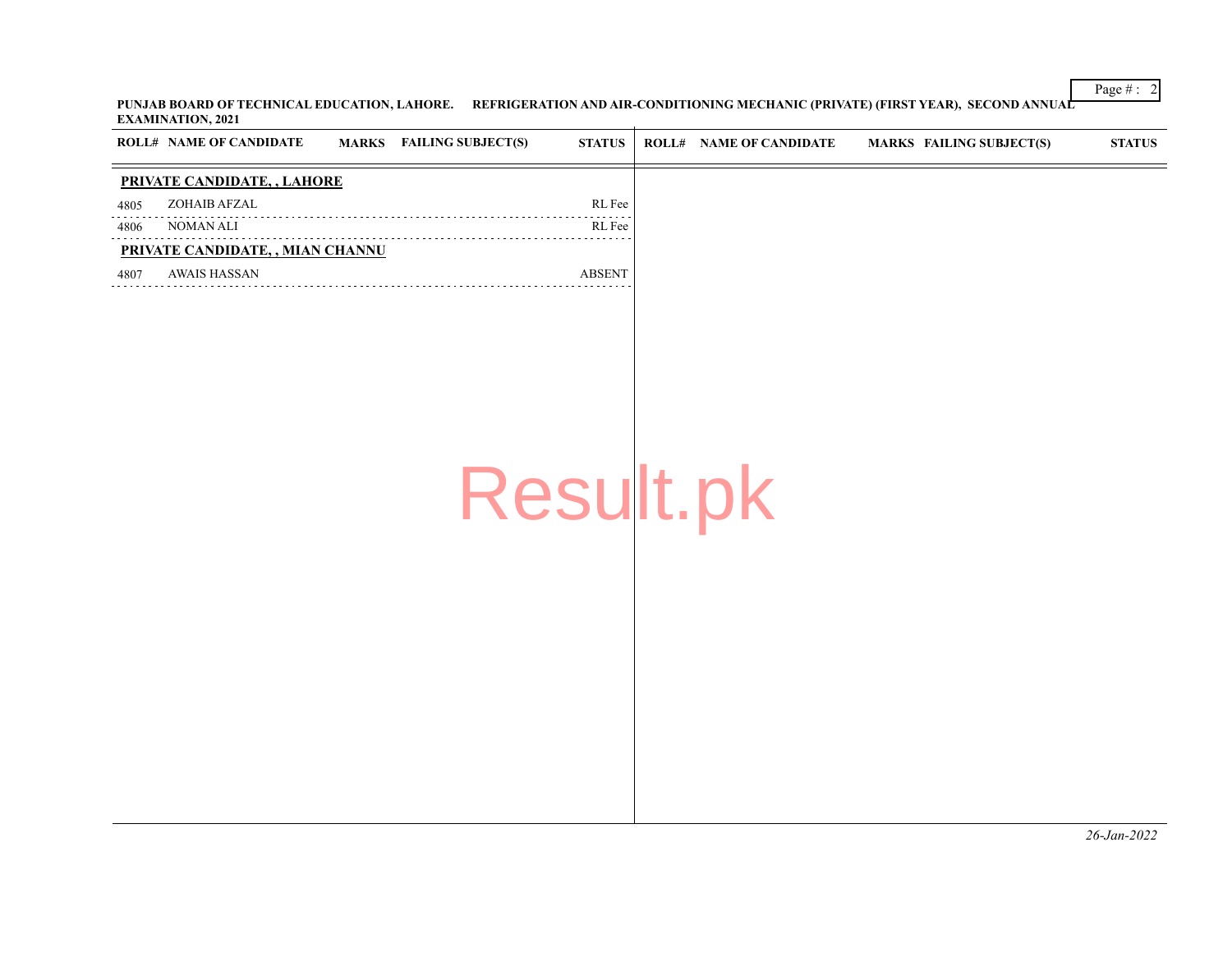PUNJAB BOARD OF TECHNICAL EDUCATION, LAHORE. REFRIGERATION AND AIR-CONDITIONING MECHANIC (PRIVATE) (FIRST YEAR), SECOND ANNUAL EXAMINATION, 2021

| ROLL# | NAME OF CANDIDATE | MARKS | FAILING SUBJECT(S) | STATUS |
|---|---|---|---|---|
| **PRIVATE CANDIDATE, , LAHORE** | | | | |
| 4805 | ZOHAIB AFZAL | | | RL Fee |
| 4806 | NOMAN ALI | | | RL Fee |
| **PRIVATE CANDIDATE, , MIAN CHANNU** | | | | |
| 4807 | AWAIS HASSAN | | | ABSENT |

Result.pk

*26-Jan-2022*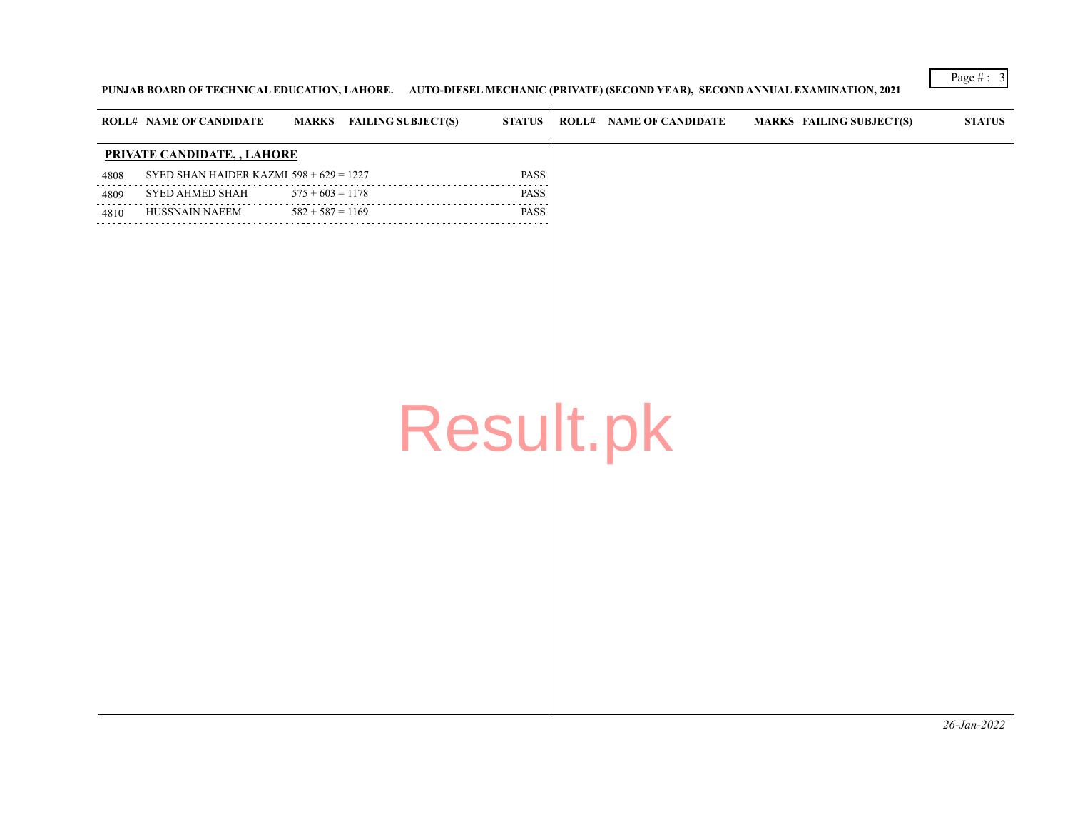PUNJAB BOARD OF TECHNICAL EDUCATION, LAHORE. AUTO-DIESEL MECHANIC (PRIVATE) (SECOND YEAR), SECOND ANNUAL EXAMINATION, 2021

| ROLL# | NAME OF CANDIDATE | MARKS | FAILING SUBJECT(S) | STATUS |
|---|---|---|---|---|
| **PRIVATE CANDIDATE, , LAHORE** | | | | |
| 4808 | SYED SHAN HAIDER KAZMI | 598 + 629 = 1227 | | PASS |
| 4809 | SYED AHMED SHAH | 575 + 603 = 1178 | | PASS |
| 4810 | HUSSNAIN NAEEM | 582 + 587 = 1169 | | PASS |

*26-Jan-2022*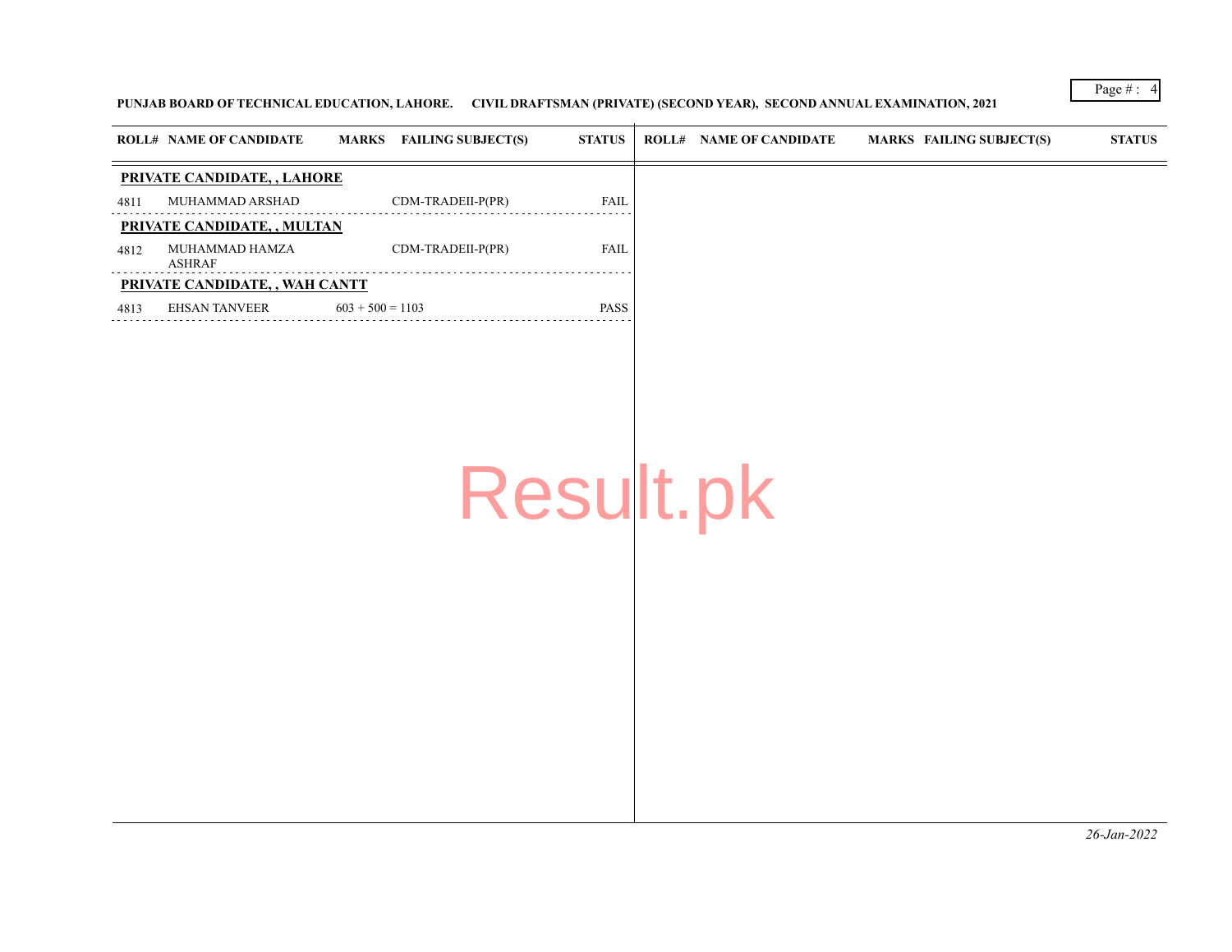PUNJAB BOARD OF TECHNICAL EDUCATION, LAHORE. CIVIL DRAFTSMAN (PRIVATE) (SECOND YEAR), SECOND ANNUAL EXAMINATION, 2021

| ROLL# | NAME OF CANDIDATE | MARKS | FAILING SUBJECT(S) | STATUS |
|---|---|---|---|---|
| **PRIVATE CANDIDATE, , LAHORE** | | | | |
| 4811 | MUHAMMAD ARSHAD | | CDM-TRADEII-P(PR) | FAIL |
| **PRIVATE CANDIDATE, , MULTAN** | | | | |
| 4812 | MUHAMMAD HAMZA ASHRAF | | CDM-TRADEII-P(PR) | FAIL |
| **PRIVATE CANDIDATE, , WAH CANTT** | | | | |
| 4813 | EHSAN TANVEER | 603 + 500 = 1103 | | PASS |

*26-Jan-2022*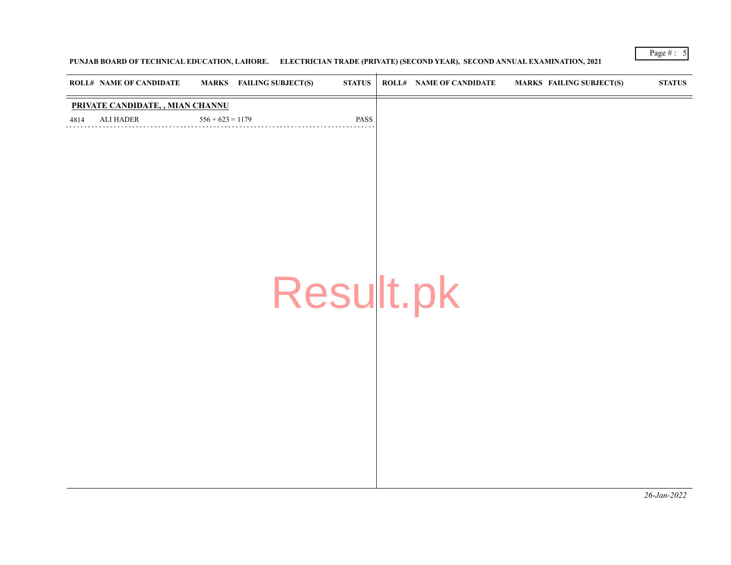PUNJAB BOARD OF TECHNICAL EDUCATION, LAHORE. ELECTRICIAN TRADE (PRIVATE) (SECOND YEAR), SECOND ANNUAL EXAMINATION, 2021

| ROLL# | NAME OF CANDIDATE | MARKS | FAILING SUBJECT(S) | STATUS |
|---|---|---|---|---|
| **PRIVATE CANDIDATE, , MIAN CHANNU** | | | | |
| 4814 | ALI HADER | 556 + 623 = 1179 | | PASS |

| ROLL# | NAME OF CANDIDATE | MARKS | FAILING SUBJECT(S) | STATUS |
|---|---|---|---|---|

Result.pk

*26-Jan-2022*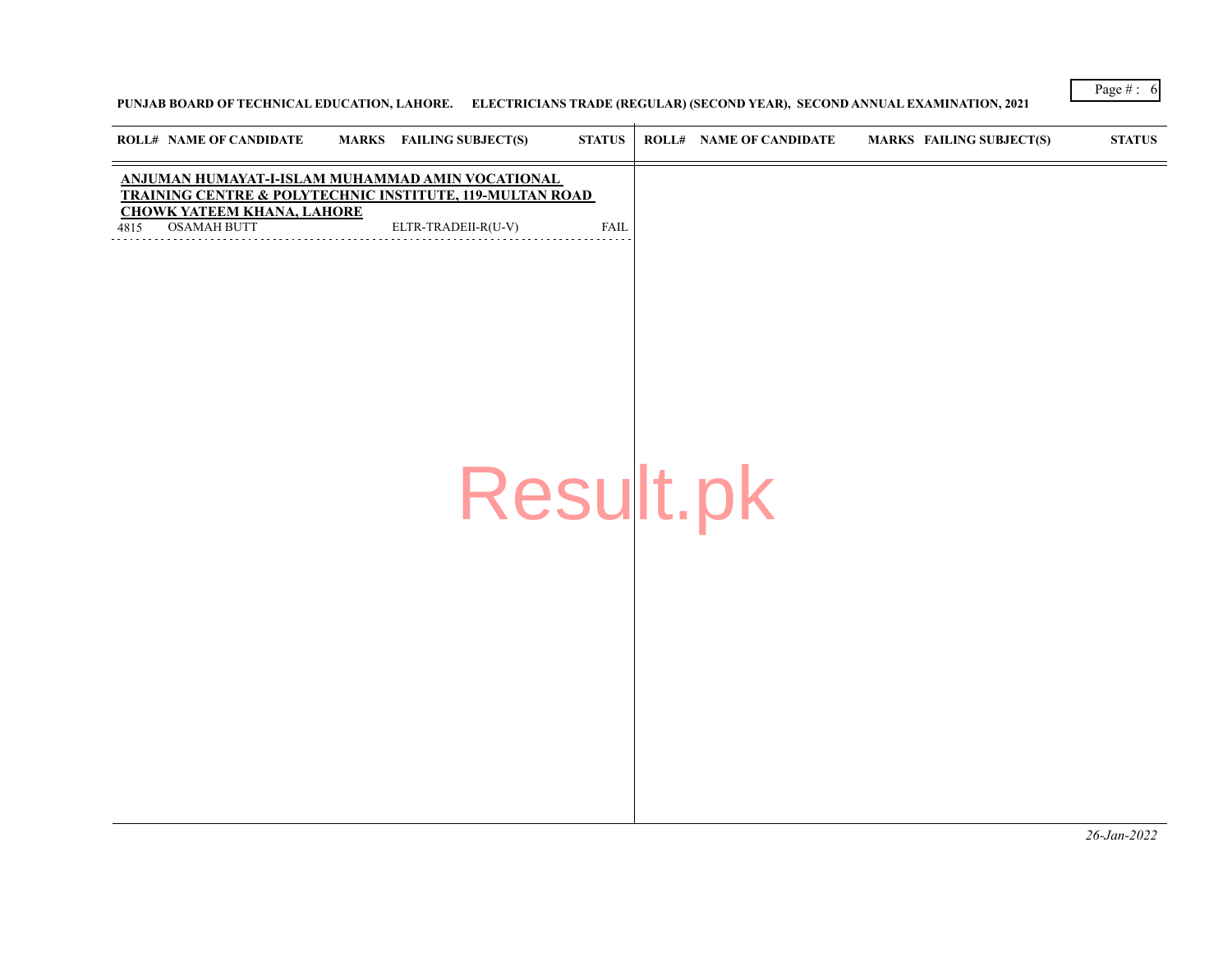PUNJAB BOARD OF TECHNICAL EDUCATION, LAHORE. ELECTRICIANS TRADE (REGULAR) (SECOND YEAR), SECOND ANNUAL EXAMINATION, 2021

| ROLL# | NAME OF CANDIDATE | MARKS | FAILING SUBJECT(S) | STATUS |
|---|---|---|---|---|
| **ANJUMAN HUMAYAT-I-ISLAM MUHAMMAD AMIN VOCATIONAL TRAINING CENTRE & POLYTECHNIC INSTITUTE, 119-MULTAN ROAD CHOWK YATEEM KHANA, LAHORE** | | | | |
| 4815 | OSAMAH BUTT | | ELTR-TRADEII-R(U-V) | FAIL |

26-Jan-2022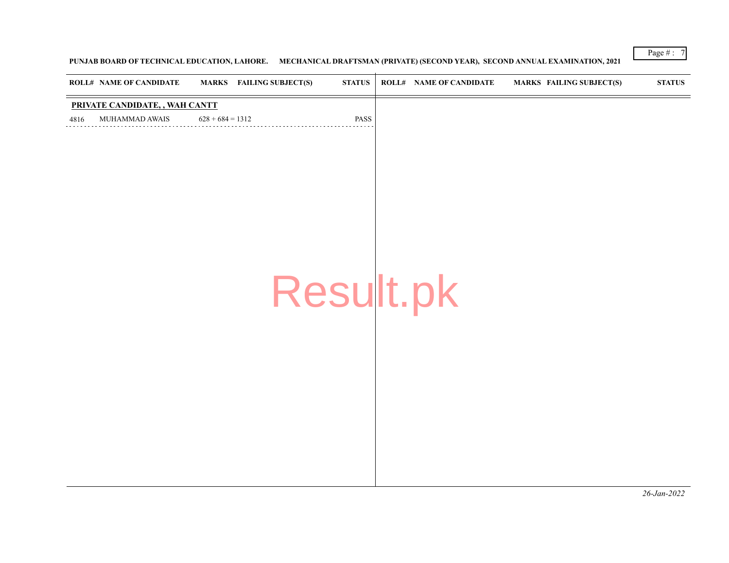PUNJAB BOARD OF TECHNICAL EDUCATION, LAHORE. MECHANICAL DRAFTSMAN (PRIVATE) (SECOND YEAR), SECOND ANNUAL EXAMINATION, 2021

| ROLL# | NAME OF CANDIDATE | MARKS | FAILING SUBJECT(S) | STATUS |
|---|---|---|---|---|
| **PRIVATE CANDIDATE, , WAH CANTT** | | | | |
| 4816 | MUHAMMAD AWAIS | 628 + 684 = 1312 | | PASS |

*26-Jan-2022*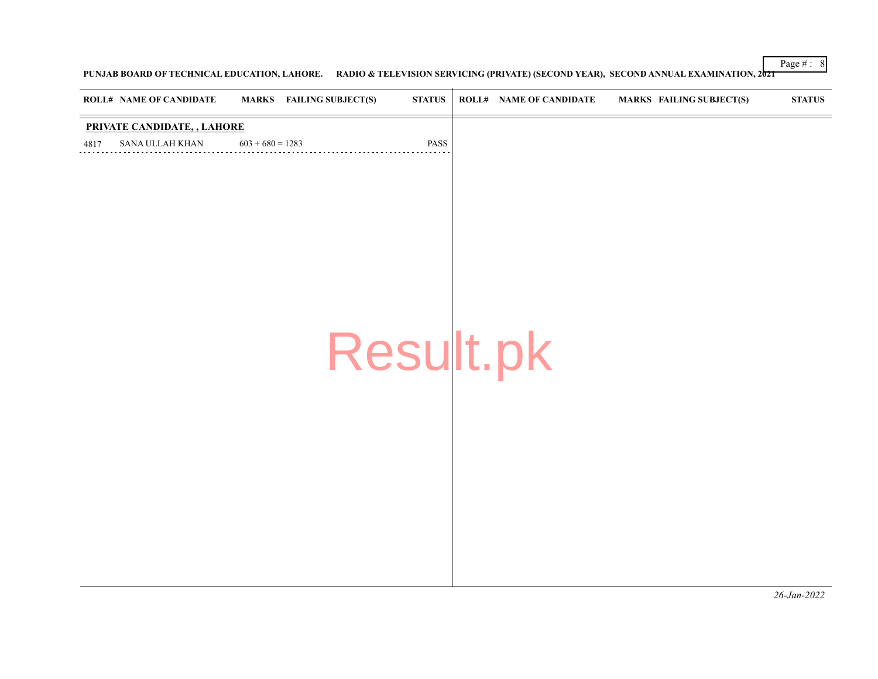PUNJAB BOARD OF TECHNICAL EDUCATION, LAHORE. RADIO & TELEVISION SERVICING (PRIVATE) (SECOND YEAR), SECOND ANNUAL EXAMINATION, 2021

| ROLL# | NAME OF CANDIDATE | MARKS | FAILING SUBJECT(S) | STATUS |
|---|---|---|---|---|
| **PRIVATE CANDIDATE, , LAHORE** | | | | |
| 4817 | SANA ULLAH KHAN | 603 + 680 = 1283 | | PASS |

Result.pk

*26-Jan-2022*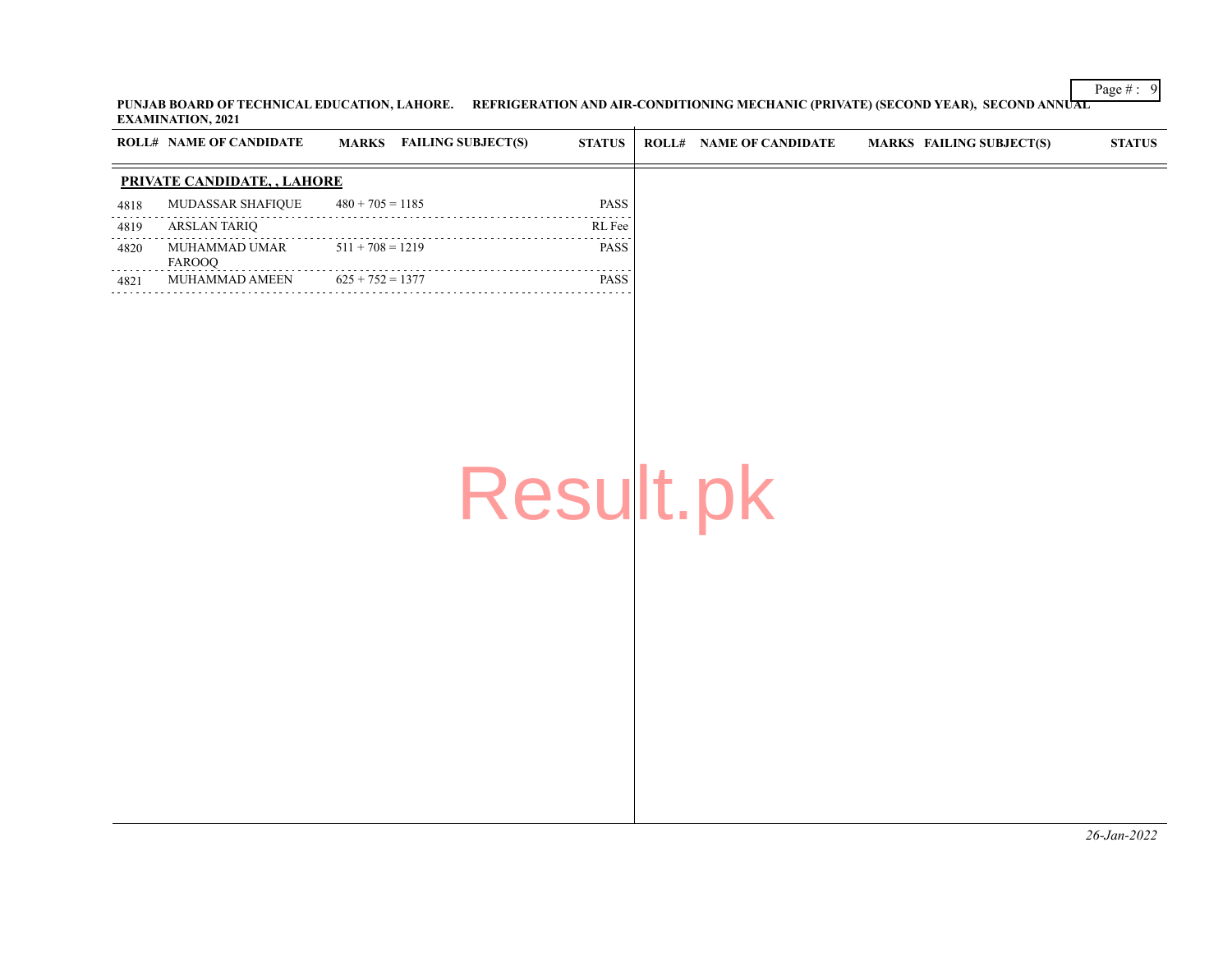**PUNJAB BOARD OF TECHNICAL EDUCATION, LAHORE. REFRIGERATION AND AIR-CONDITIONING MECHANIC (PRIVATE) (SECOND YEAR), SECOND ANNUAL EXAMINATION, 2021**

| ROLL# | NAME OF CANDIDATE | MARKS | FAILING SUBJECT(S) | STATUS |
|---|---|---|---|---|
| **PRIVATE CANDIDATE, , LAHORE** | | | | |
| 4818 | MUDASSAR SHAFIQUE | 480 + 705 = 1185 | | PASS |
| 4819 | ARSLAN TARIQ | | | RL Fee |
| 4820 | MUHAMMAD UMAR FAROOQ | 511 + 708 = 1219 | | PASS |
| 4821 | MUHAMMAD AMEEN | 625 + 752 = 1377 | | PASS |

*26-Jan-2022*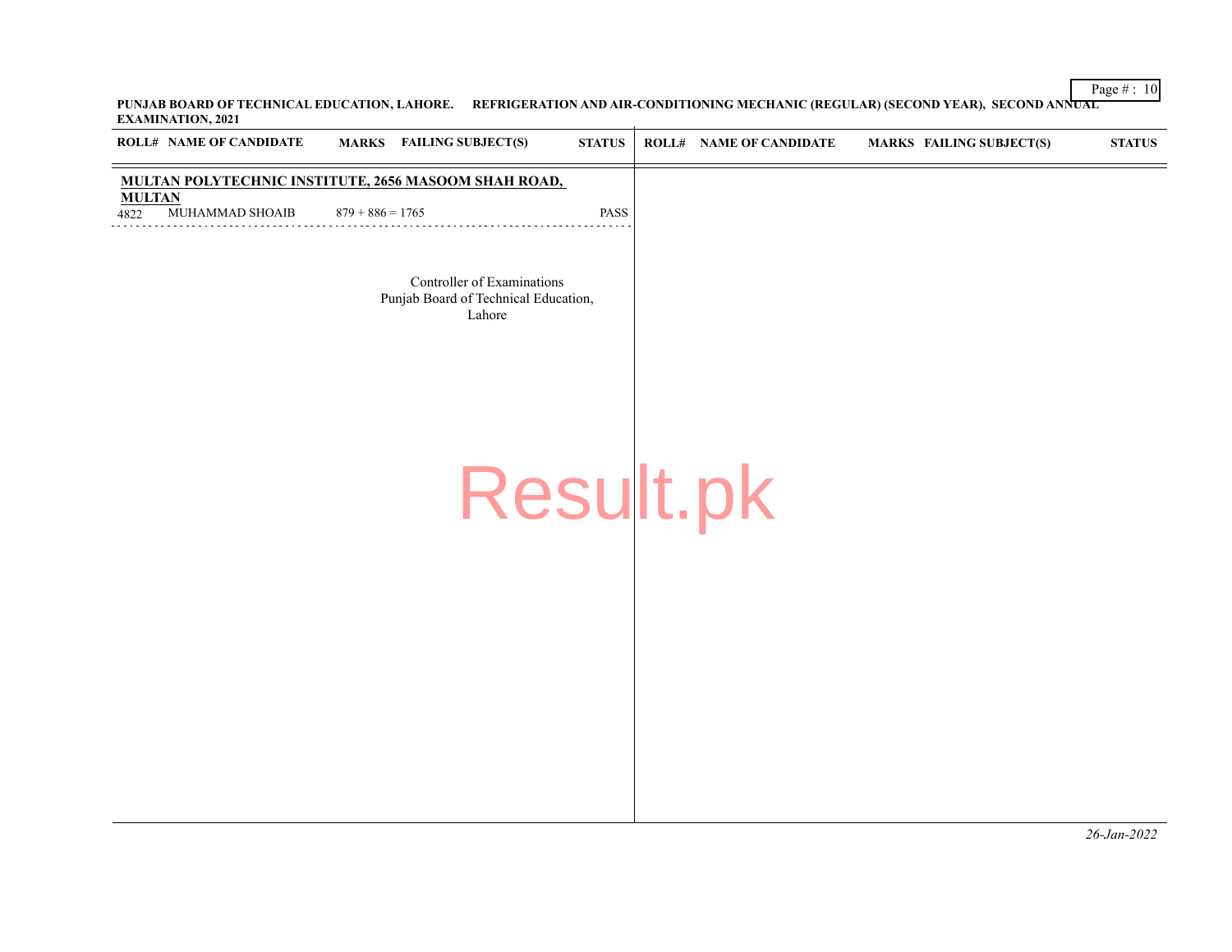**PUNJAB BOARD OF TECHNICAL EDUCATION, LAHORE. REFRIGERATION AND AIR-CONDITIONING MECHANIC (REGULAR) (SECOND YEAR), SECOND ANNUAL EXAMINATION, 2021**

| ROLL# | NAME OF CANDIDATE | MARKS | FAILING SUBJECT(S) | STATUS |
|---|---|---|---|---|
| **MULTAN POLYTECHNIC INSTITUTE, 2656 MASOOM SHAH ROAD, MULTAN** | | | | |
| 4822 | MUHAMMAD SHOAIB | 879 + 886 = 1765 | | PASS |

Controller of Examinations
Punjab Board of Technical Education,
Lahore

Result.pk

*26-Jan-2022*